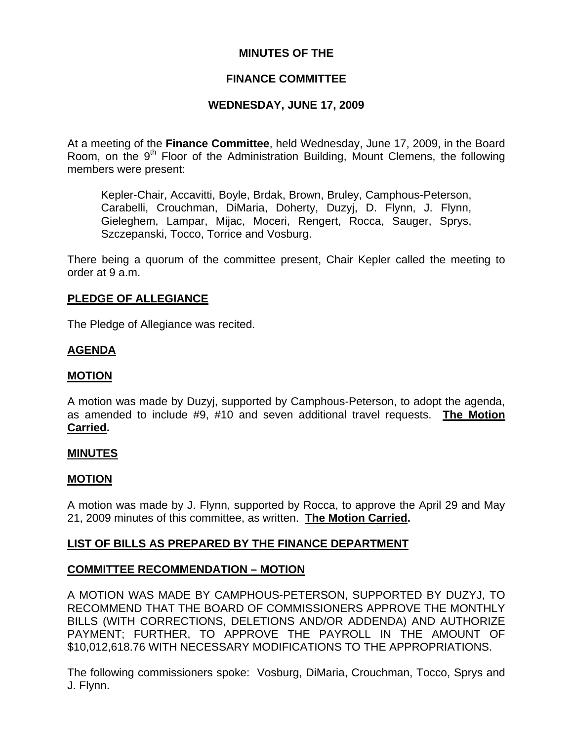# MINUTES OF THE

# FINANCE COMMITTEE

# WEDNESDAY, JUNE 17, 2009

At a meeting of the **Finance Committee**, held Wednesday, June 17, 2009, in the Board Room, on the 9th Floor of the Administration Building, Mount Clemens, the following members were present:

> Kepler-Chair, Accavitti, Boyle, Brdak, Brown, Bruley, Camphous-Peterson, Carabelli, Crouchman, DiMaria, Doherty, Duzyj, D. Flynn, J. Flynn, Gieleghem, Lampar, Mijac, Moceri, Rengert, Rocca, Sauger, Sprys, Szczepanski, Tocco, Torrice and Vosburg.

There being a quorum of the committee present, Chair Kepler called the meeting to order at 9 a.m.

## PLEDGE OF ALLEGIANCE

The Pledge of Allegiance was recited.

## AGENDA

## MOTION

A motion was made by Duzyj, supported by Camphous-Peterson, to adopt the agenda, as amended to include #9, #10 and seven additional travel requests. **The Motion Carried.**

## MINUTES

## MOTION

A motion was made by J. Flynn, supported by Rocca, to approve the April 29 and May 21, 2009 minutes of this committee, as written. **The Motion Carried.**

## LIST OF BILLS AS PREPARED BY THE FINANCE DEPARTMENT

## COMMITTEE RECOMMENDATION – MOTION

A MOTION WAS MADE BY CAMPHOUS-PETERSON, SUPPORTED BY DUZYJ, TO RECOMMEND THAT THE BOARD OF COMMISSIONERS APPROVE THE MONTHLY BILLS (WITH CORRECTIONS, DELETIONS AND/OR ADDENDA) AND AUTHORIZE PAYMENT; FURTHER, TO APPROVE THE PAYROLL IN THE AMOUNT OF $10,012,618.76 WITH NECESSARY MODIFICATIONS TO THE APPROPRIATIONS.

The following commissioners spoke: Vosburg, DiMaria, Crouchman, Tocco, Sprys and J. Flynn.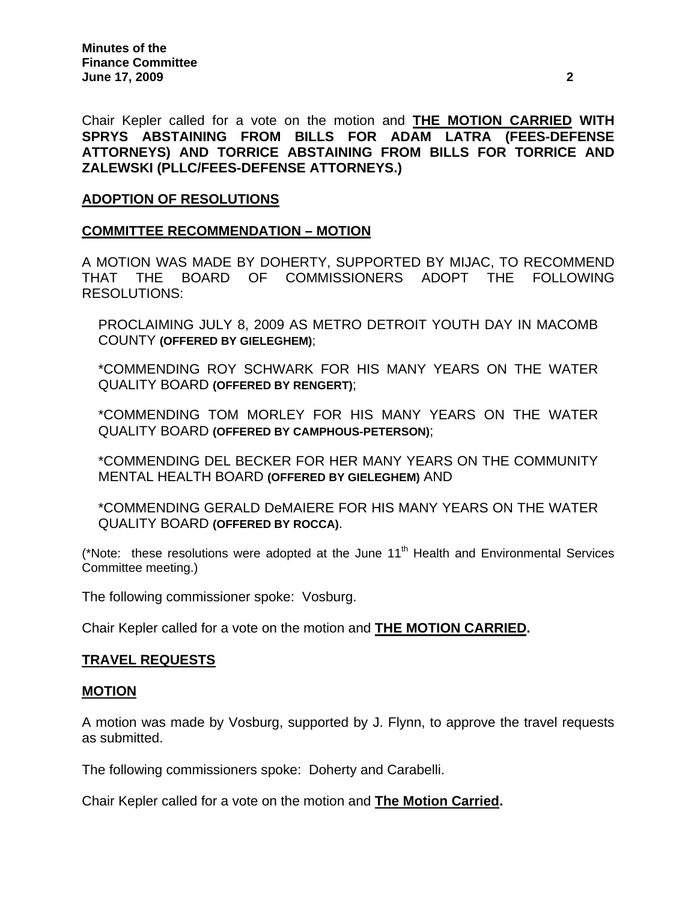Chair Kepler called for a vote on the motion and **THE MOTION CARRIED WITH SPRYS ABSTAINING FROM BILLS FOR ADAM LATRA (FEES-DEFENSE ATTORNEYS) AND TORRICE ABSTAINING FROM BILLS FOR TORRICE AND ZALEWSKI (PLLC/FEES-DEFENSE ATTORNEYS.)**

**ADOPTION OF RESOLUTIONS**

**COMMITTEE RECOMMENDATION – MOTION**

A MOTION WAS MADE BY DOHERTY, SUPPORTED BY MIJAC, TO RECOMMEND THAT THE BOARD OF COMMISSIONERS ADOPT THE FOLLOWING RESOLUTIONS:

PROCLAIMING JULY 8, 2009 AS METRO DETROIT YOUTH DAY IN MACOMB COUNTY **(OFFERED BY GIELEGHEM)**;

*COMMENDING ROY SCHWARK FOR HIS MANY YEARS ON THE WATER QUALITY BOARD **(OFFERED BY RENGERT)**;

*COMMENDING TOM MORLEY FOR HIS MANY YEARS ON THE WATER QUALITY BOARD **(OFFERED BY CAMPHOUS-PETERSON)**;

*COMMENDING DEL BECKER FOR HER MANY YEARS ON THE COMMUNITY MENTAL HEALTH BOARD **(OFFERED BY GIELEGHEM)** AND

*COMMENDING GERALD DeMAIERE FOR HIS MANY YEARS ON THE WATER QUALITY BOARD **(OFFERED BY ROCCA)**.

(*Note: these resolutions were adopted at the June 11th Health and Environmental Services Committee meeting.)

The following commissioner spoke: Vosburg.

Chair Kepler called for a vote on the motion and **THE MOTION CARRIED.**

**TRAVEL REQUESTS**

**MOTION**

A motion was made by Vosburg, supported by J. Flynn, to approve the travel requests as submitted.

The following commissioners spoke: Doherty and Carabelli.

Chair Kepler called for a vote on the motion and **The Motion Carried.**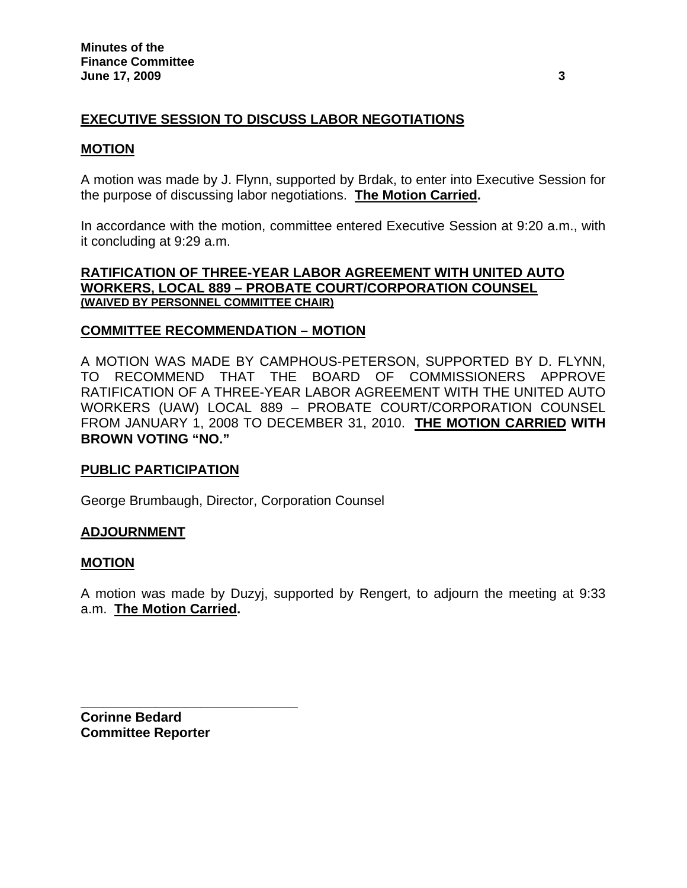**EXECUTIVE SESSION TO DISCUSS LABOR NEGOTIATIONS**

**MOTION**

A motion was made by J. Flynn, supported by Brdak, to enter into Executive Session for the purpose of discussing labor negotiations. **The Motion Carried.**

In accordance with the motion, committee entered Executive Session at 9:20 a.m., with it concluding at 9:29 a.m.

**RATIFICATION OF THREE-YEAR LABOR AGREEMENT WITH UNITED AUTO WORKERS, LOCAL 889 – PROBATE COURT/CORPORATION COUNSEL**
**(WAIVED BY PERSONNEL COMMITTEE CHAIR)**

**COMMITTEE RECOMMENDATION – MOTION**

A MOTION WAS MADE BY CAMPHOUS-PETERSON, SUPPORTED BY D. FLYNN, TO RECOMMEND THAT THE BOARD OF COMMISSIONERS APPROVE RATIFICATION OF A THREE-YEAR LABOR AGREEMENT WITH THE UNITED AUTO WORKERS (UAW) LOCAL 889 – PROBATE COURT/CORPORATION COUNSEL FROM JANUARY 1, 2008 TO DECEMBER 31, 2010. **THE MOTION CARRIED WITH BROWN VOTING "NO."**

**PUBLIC PARTICIPATION**

George Brumbaugh, Director, Corporation Counsel

**ADJOURNMENT**

**MOTION**

A motion was made by Duzyj, supported by Rengert, to adjourn the meeting at 9:33 a.m. **The Motion Carried.**

\_\_\_\_\_\_\_\_\_\_\_\_\_\_\_\_\_\_\_\_\_\_\_\_\_\_\_\_\_\_

**Corinne Bedard**
**Committee Reporter**